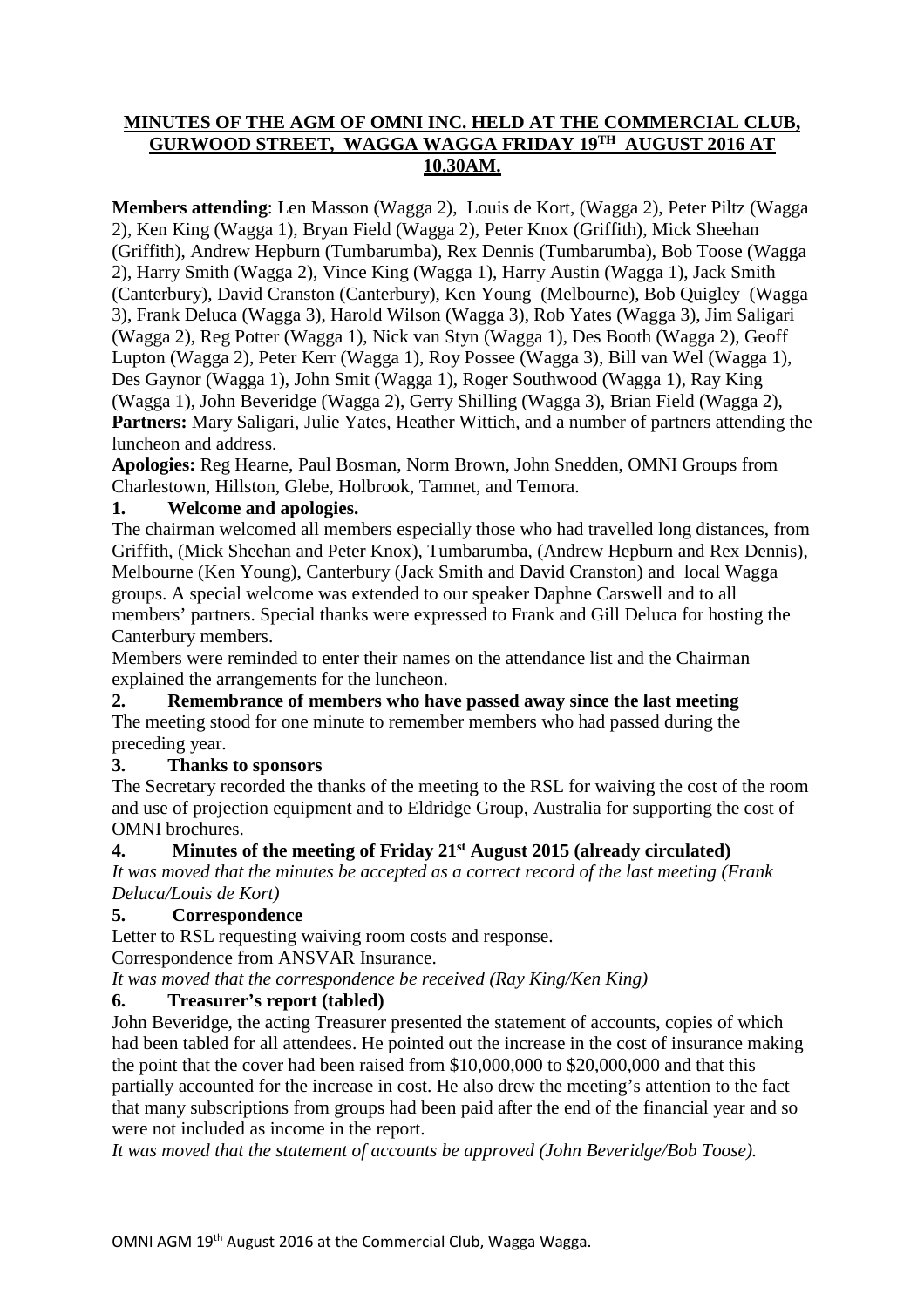# MINUTES OF THE AGM OF OMNI INC. HELD AT THE COMMERCIAL CLUB, GURWOOD STREET, WAGGA WAGGA FRIDAY 19TH AUGUST 2016 AT 10.30AM.

**Members attending**: Len Masson (Wagga 2), Louis de Kort, (Wagga 2), Peter Piltz (Wagga 2), Ken King (Wagga 1), Bryan Field (Wagga 2), Peter Knox (Griffith), Mick Sheehan (Griffith), Andrew Hepburn (Tumbarumba), Rex Dennis (Tumbarumba), Bob Toose (Wagga 2), Harry Smith (Wagga 2), Vince King (Wagga 1), Harry Austin (Wagga 1), Jack Smith (Canterbury), David Cranston (Canterbury), Ken Young (Melbourne), Bob Quigley (Wagga 3), Frank Deluca (Wagga 3), Harold Wilson (Wagga 3), Rob Yates (Wagga 3), Jim Saligari (Wagga 2), Reg Potter (Wagga 1), Nick van Styn (Wagga 1), Des Booth (Wagga 2), Geoff Lupton (Wagga 2), Peter Kerr (Wagga 1), Roy Possee (Wagga 3), Bill van Wel (Wagga 1), Des Gaynor (Wagga 1), John Smit (Wagga 1), Roger Southwood (Wagga 1), Ray King (Wagga 1), John Beveridge (Wagga 2), Gerry Shilling (Wagga 3), Brian Field (Wagga 2),
**Partners:** Mary Saligari, Julie Yates, Heather Wittich, and a number of partners attending the luncheon and address.
**Apologies:** Reg Hearne, Paul Bosman, Norm Brown, John Snedden, OMNI Groups from Charlestown, Hillston, Glebe, Holbrook, Tamnet, and Temora.

### 1. Welcome and apologies.

The chairman welcomed all members especially those who had travelled long distances, from Griffith, (Mick Sheehan and Peter Knox), Tumbarumba, (Andrew Hepburn and Rex Dennis), Melbourne (Ken Young), Canterbury (Jack Smith and David Cranston) and local Wagga groups. A special welcome was extended to our speaker Daphne Carswell and to all members' partners. Special thanks were expressed to Frank and Gill Deluca for hosting the Canterbury members.

Members were reminded to enter their names on the attendance list and the Chairman explained the arrangements for the luncheon.

### 2. Remembrance of members who have passed away since the last meeting

The meeting stood for one minute to remember members who had passed during the preceding year.

### 3. Thanks to sponsors

The Secretary recorded the thanks of the meeting to the RSL for waiving the cost of the room and use of projection equipment and to Eldridge Group, Australia for supporting the cost of OMNI brochures.

### 4. Minutes of the meeting of Friday 21st August 2015 (already circulated)

*It was moved that the minutes be accepted as a correct record of the last meeting (Frank Deluca/Louis de Kort)*

### 5. Correspondence

Letter to RSL requesting waiving room costs and response.

Correspondence from ANSVAR Insurance.

*It was moved that the correspondence be received (Ray King/Ken King)*

### 6. Treasurer's report (tabled)

John Beveridge, the acting Treasurer presented the statement of accounts, copies of which had been tabled for all attendees. He pointed out the increase in the cost of insurance making the point that the cover had been raised from $10,000,000 to $20,000,000 and that this partially accounted for the increase in cost. He also drew the meeting's attention to the fact that many subscriptions from groups had been paid after the end of the financial year and so were not included as income in the report.

*It was moved that the statement of accounts be approved (John Beveridge/Bob Toose).*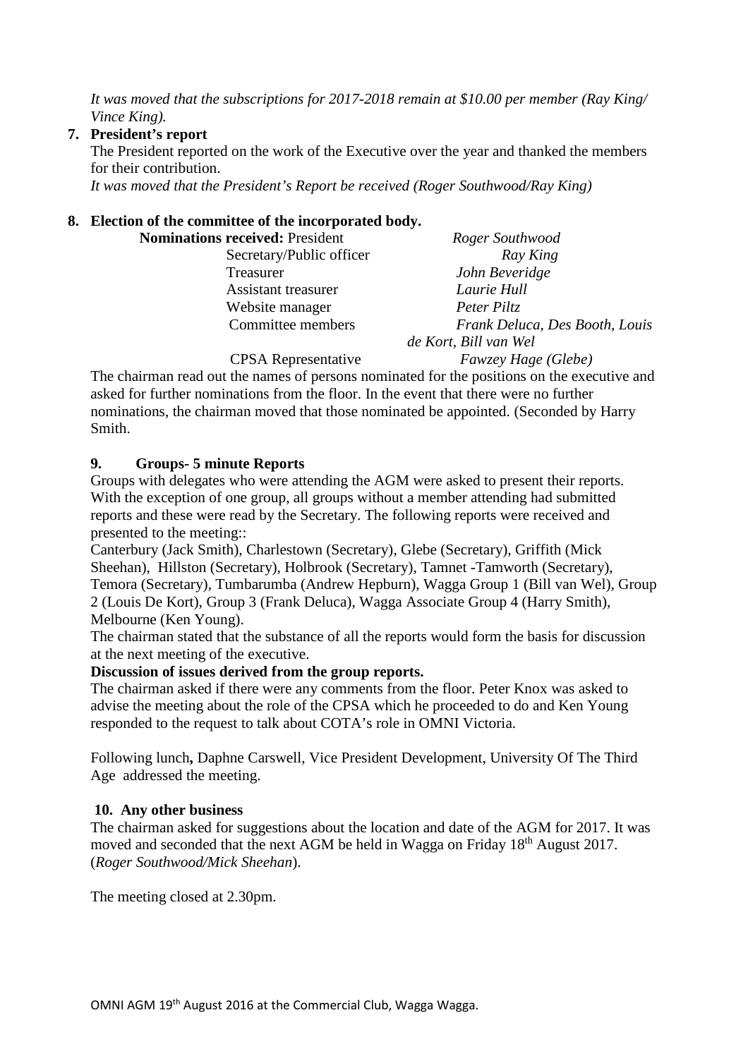*It was moved that the subscriptions for 2017-2018 remain at $10.00 per member (Ray King/ Vince King).*

**7. President's report**

The President reported on the work of the Executive over the year and thanked the members for their contribution.

*It was moved that the President's Report be received (Roger Southwood/Ray King)*

**8. Election of the committee of the incorporated body.**

**Nominations received:**

| | |
|---|---|
| President | *Roger Southwood* |
| Secretary/Public officer | *Ray King* |
| Treasurer | *John Beveridge* |
| Assistant treasurer | *Laurie Hull* |
| Website manager | *Peter Piltz* |
| Committee members | *Frank Deluca, Des Booth, Louis de Kort, Bill van Wel* |
| CPSA Representative | *Fawzey Hage (Glebe)* |

The chairman read out the names of persons nominated for the positions on the executive and asked for further nominations from the floor. In the event that there were no further nominations, the chairman moved that those nominated be appointed. (Seconded by Harry Smith.

**9. Groups- 5 minute Reports**

Groups with delegates who were attending the AGM were asked to present their reports. With the exception of one group, all groups without a member attending had submitted reports and these were read by the Secretary. The following reports were received and presented to the meeting::

Canterbury (Jack Smith), Charlestown (Secretary), Glebe (Secretary), Griffith (Mick Sheehan), Hillston (Secretary), Holbrook (Secretary), Tamnet -Tamworth (Secretary), Temora (Secretary), Tumbarumba (Andrew Hepburn), Wagga Group 1 (Bill van Wel), Group 2 (Louis De Kort), Group 3 (Frank Deluca), Wagga Associate Group 4 (Harry Smith), Melbourne (Ken Young).

The chairman stated that the substance of all the reports would form the basis for discussion at the next meeting of the executive.

**Discussion of issues derived from the group reports.**

The chairman asked if there were any comments from the floor. Peter Knox was asked to advise the meeting about the role of the CPSA which he proceeded to do and Ken Young responded to the request to talk about COTA's role in OMNI Victoria.

Following lunch**,** Daphne Carswell, Vice President Development, University Of The Third Age addressed the meeting.

**10. Any other business**

The chairman asked for suggestions about the location and date of the AGM for 2017. It was moved and seconded that the next AGM be held in Wagga on Friday 18th August 2017. (*Roger Southwood/Mick Sheehan*).

The meeting closed at 2.30pm.